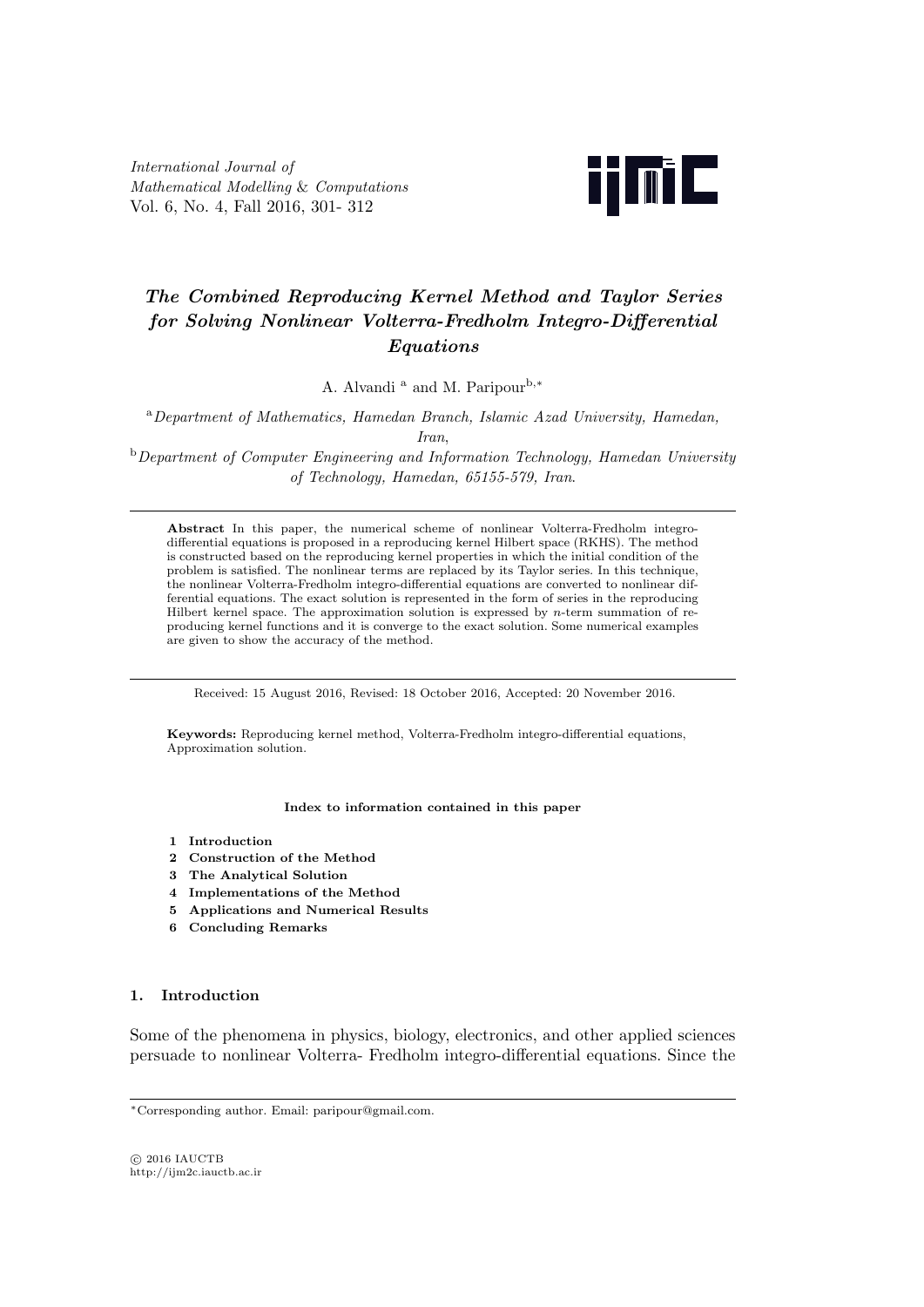*International Journal of Mathematical Modelling & Computations*
Vol. 6, No. 4, Fall 2016, 301- 312

# *The Combined Reproducing Kernel Method and Taylor Series for Solving Nonlinear Volterra-Fredholm Integro-Differential Equations*

A. Alvandi [a] and M. Paripour[b,*]

[a] *Department of Mathematics, Hamedan Branch, Islamic Azad University, Hamedan, Iran*,

[b] *Department of Computer Engineering and Information Technology, Hamedan University of Technology, Hamedan, 65155-579, Iran*.

---

**Abstract** In this paper, the numerical scheme of nonlinear Volterra-Fredholm integro-differential equations is proposed in a reproducing kernel Hilbert space (RKHS). The method is constructed based on the reproducing kernel properties in which the initial condition of the problem is satisfied. The nonlinear terms are replaced by its Taylor series. In this technique, the nonlinear Volterra-Fredholm integro-differential equations are converted to nonlinear differential equations. The exact solution is represented in the form of series in the reproducing Hilbert kernel space. The approximation solution is expressed by $n$-term summation of reproducing kernel functions and it is converge to the exact solution. Some numerical examples are given to show the accuracy of the method.

---

Received: 15 August 2016, Revised: 18 October 2016, Accepted: 20 November 2016.

**Keywords:** Reproducing kernel method, Volterra-Fredholm integro-differential equations, Approximation solution.

**Index to information contained in this paper**

1. **Introduction**
2. **Construction of the Method**
3. **The Analytical Solution**
4. **Implementations of the Method**
5. **Applications and Numerical Results**
6. **Concluding Remarks**

## 1. Introduction

Some of the phenomena in physics, biology, electronics, and other applied sciences persuade to nonlinear Volterra- Fredholm integro-differential equations. Since the

---

*Corresponding author. Email: paripour@gmail.com.

© 2016 IAUCTB
http://ijm2c.iauctb.ac.ir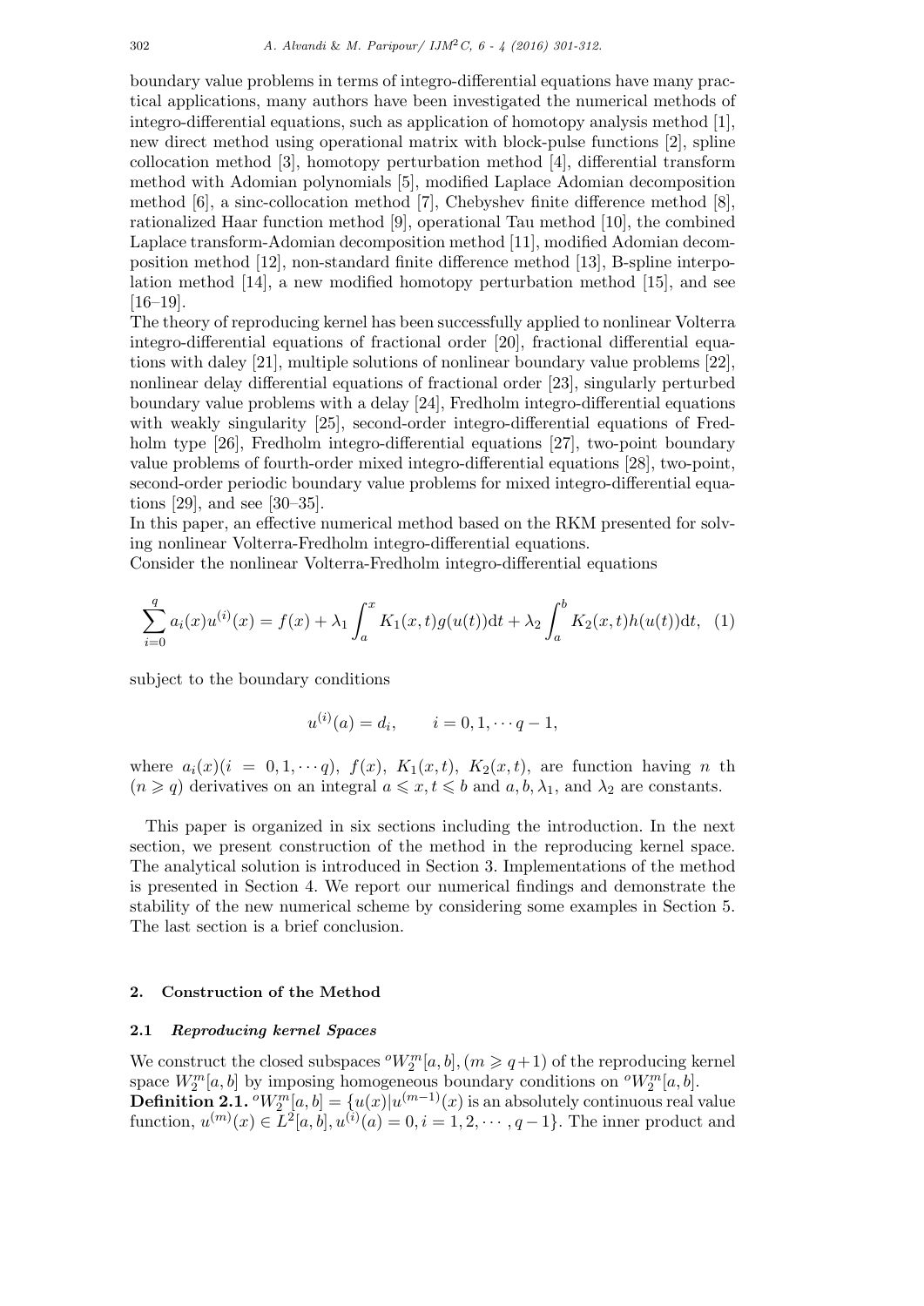boundary value problems in terms of integro-differential equations have many practical applications, many authors have been investigated the numerical methods of integro-differential equations, such as application of homotopy analysis method [1], new direct method using operational matrix with block-pulse functions [2], spline collocation method [3], homotopy perturbation method [4], differential transform method with Adomian polynomials [5], modified Laplace Adomian decomposition method [6], a sinc-collocation method [7], Chebyshev finite difference method [8], rationalized Haar function method [9], operational Tau method [10], the combined Laplace transform-Adomian decomposition method [11], modified Adomian decomposition method [12], non-standard finite difference method [13], B-spline interpolation method [14], a new modified homotopy perturbation method [15], and see [16–19].

The theory of reproducing kernel has been successfully applied to nonlinear Volterra integro-differential equations of fractional order [20], fractional differential equations with daley [21], multiple solutions of nonlinear boundary value problems [22], nonlinear delay differential equations of fractional order [23], singularly perturbed boundary value problems with a delay [24], Fredholm integro-differential equations with weakly singularity [25], second-order integro-differential equations of Fredholm type [26], Fredholm integro-differential equations [27], two-point boundary value problems of fourth-order mixed integro-differential equations [28], two-point, second-order periodic boundary value problems for mixed integro-differential equations [29], and see [30–35].

In this paper, an effective numerical method based on the RKM presented for solving nonlinear Volterra-Fredholm integro-differential equations.

Consider the nonlinear Volterra-Fredholm integro-differential equations

$$\sum_{i=0}^{q} a_i(x)u^{(i)}(x) = f(x) + \lambda_1 \int_a^x K_1(x,t)g(u(t))\mathrm{d}t + \lambda_2 \int_a^b K_2(x,t)h(u(t))\mathrm{d}t, \quad (1)$$

subject to the boundary conditions

$$u^{(i)}(a) = d_i, \qquad i = 0, 1, \cdots q-1,$$

where $a_i(x)(i = 0, 1, \cdots q)$, $f(x)$, $K_1(x,t)$, $K_2(x,t)$, are function having $n$ th $(n \geqslant q)$ derivatives on an integral $a \leqslant x, t \leqslant b$ and $a, b, \lambda_1$, and $\lambda_2$ are constants.

This paper is organized in six sections including the introduction. In the next section, we present construction of the method in the reproducing kernel space. The analytical solution is introduced in Section 3. Implementations of the method is presented in Section 4. We report our numerical findings and demonstrate the stability of the new numerical scheme by considering some examples in Section 5. The last section is a brief conclusion.

## 2. Construction of the Method

### 2.1 *Reproducing kernel Spaces*

We construct the closed subspaces ${}^{o}W_2^m[a,b], (m \geqslant q+1)$ of the reproducing kernel space $W_2^m[a,b]$ by imposing homogeneous boundary conditions on ${}^{o}W_2^m[a,b]$.

**Definition 2.1.** ${}^{o}W_2^m[a,b] = \{u(x)|u^{(m-1)}(x)$ is an absolutely continuous real value function, $u^{(m)}(x) \in L^2[a,b], u^{(i)}(a) = 0, i = 1, 2, \cdots, q-1\}$. The inner product and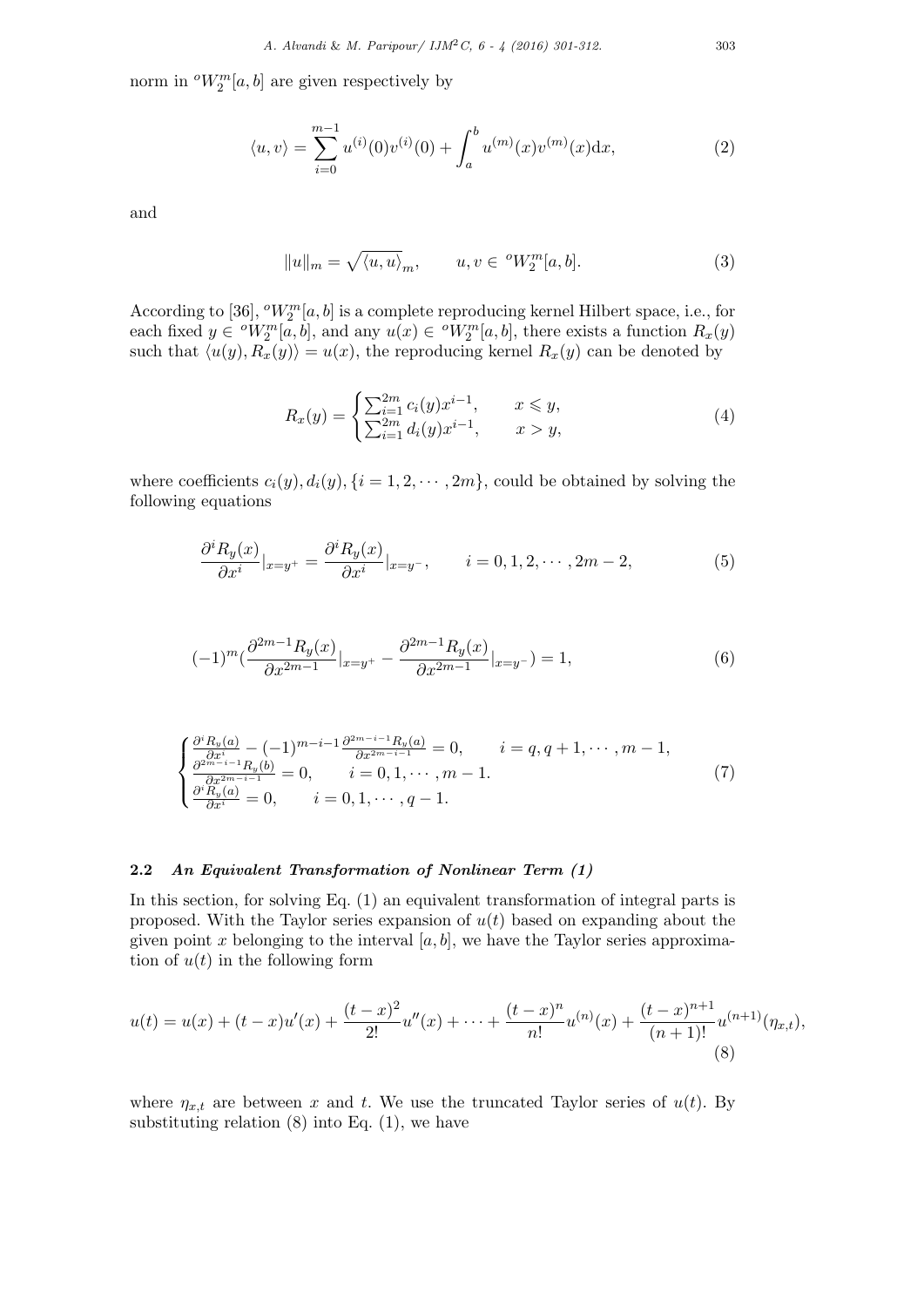norm in ${}^{o}W_2^m[a,b]$ are given respectively by

$$\langle u, v\rangle = \sum_{i=0}^{m-1} u^{(i)}(0)v^{(i)}(0) + \int_a^b u^{(m)}(x)v^{(m)}(x)\mathrm{d}x, \tag{2}$$

and

$$\|u\|_m = \sqrt{\langle u, u\rangle}_m, \qquad u, v \in {}^{o}W_2^m[a,b]. \tag{3}$$

According to [36], ${}^{o}W_2^m[a,b]$ is a complete reproducing kernel Hilbert space, i.e., for each fixed $y \in {}^{o}W_2^m[a,b]$, and any $u(x) \in {}^{o}W_2^m[a,b]$, there exists a function $R_x(y)$ such that $\langle u(y), R_x(y)\rangle = u(x)$, the reproducing kernel $R_x(y)$ can be denoted by

$$R_x(y) = \begin{cases} \sum_{i=1}^{2m} c_i(y)x^{i-1}, & x \leqslant y, \\ \sum_{i=1}^{2m} d_i(y)x^{i-1}, & x > y, \end{cases} \tag{4}$$

where coefficients $c_i(y), d_i(y), \{i = 1, 2, \cdots, 2m\}$, could be obtained by solving the following equations

$$\frac{\partial^i R_y(x)}{\partial x^i}|_{x=y^+} = \frac{\partial^i R_y(x)}{\partial x^i}|_{x=y^-}, \qquad i = 0, 1, 2, \cdots, 2m-2, \tag{5}$$

$$(-1)^m\left(\frac{\partial^{2m-1} R_y(x)}{\partial x^{2m-1}}|_{x=y^+} - \frac{\partial^{2m-1} R_y(x)}{\partial x^{2m-1}}|_{x=y^-}\right) = 1, \tag{6}$$

$$\begin{cases} \frac{\partial^i R_y(a)}{\partial x^i} - (-1)^{m-i-1}\frac{\partial^{2m-i-1} R_y(a)}{\partial x^{2m-i-1}} = 0, & i = q, q+1, \cdots, m-1, \\ \frac{\partial^{2m-i-1} R_y(b)}{\partial x^{2m-i-1}} = 0, & i = 0, 1, \cdots, m-1. \\ \frac{\partial^i R_y(a)}{\partial x^i} = 0, & i = 0, 1, \cdots, q-1. \end{cases} \tag{7}$$

### 2.2 *An Equivalent Transformation of Nonlinear Term (1)*

In this section, for solving Eq. (1) an equivalent transformation of integral parts is proposed. With the Taylor series expansion of $u(t)$ based on expanding about the given point $x$ belonging to the interval $[a,b]$, we have the Taylor series approximation of $u(t)$ in the following form

$$u(t) = u(x) + (t-x)u'(x) + \frac{(t-x)^2}{2!}u''(x) + \cdots + \frac{(t-x)^n}{n!}u^{(n)}(x) + \frac{(t-x)^{n+1}}{(n+1)!}u^{(n+1)}(\eta_{x,t}), \tag{8}$$

where $\eta_{x,t}$ are between $x$ and $t$. We use the truncated Taylor series of $u(t)$. By substituting relation (8) into Eq. (1), we have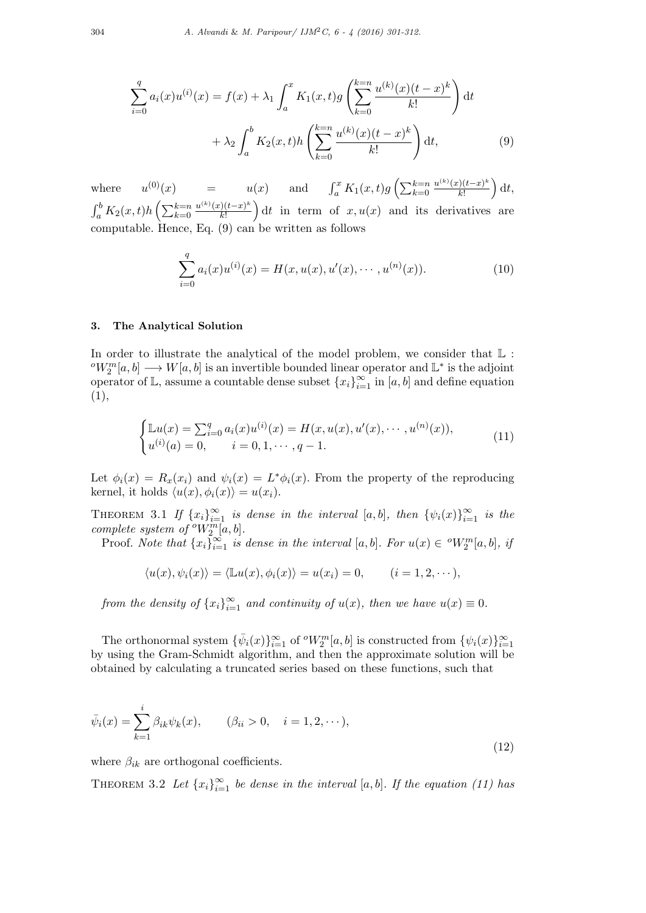$$\sum_{i=0}^{q} a_i(x)u^{(i)}(x) = f(x) + \lambda_1 \int_a^x K_1(x,t) g\left(\sum_{k=0}^{k=n} \frac{u^{(k)}(x)(t-x)^k}{k!}\right) \mathrm{d}t$$
$$+ \lambda_2 \int_a^b K_2(x,t) h\left(\sum_{k=0}^{k=n} \frac{u^{(k)}(x)(t-x)^k}{k!}\right) \mathrm{d}t, \tag{9}$$

where $u^{(0)}(x) = u(x)$ and $\int_a^x K_1(x,t) g\left(\sum_{k=0}^{k=n} \frac{u^{(k)}(x)(t-x)^k}{k!}\right) \mathrm{d}t$, $\int_a^b K_2(x,t) h\left(\sum_{k=0}^{k=n} \frac{u^{(k)}(x)(t-x)^k}{k!}\right) \mathrm{d}t$ in term of $x, u(x)$ and its derivatives are computable. Hence, Eq. (9) can be written as follows

$$\sum_{i=0}^{q} a_i(x)u^{(i)}(x) = H(x, u(x), u'(x), \cdots, u^{(n)}(x)). \tag{10}$$

## 3. The Analytical Solution

In order to illustrate the analytical of the model problem, we consider that $\mathbb{L} : {}^{o}W_2^m[a,b] \longrightarrow W[a,b]$ is an invertible bounded linear operator and $\mathbb{L}^*$ is the adjoint operator of $\mathbb{L}$, assume a countable dense subset $\{x_i\}_{i=1}^{\infty}$ in $[a,b]$ and define equation (1),

$$\begin{cases} \mathbb{L}u(x) = \sum_{i=0}^{q} a_i(x)u^{(i)}(x) = H(x, u(x), u'(x), \cdots, u^{(n)}(x)), \\ u^{(i)}(a) = 0, \qquad i = 0, 1, \cdots, q-1. \end{cases} \tag{11}$$

Let $\phi_i(x) = R_x(x_i)$ and $\psi_i(x) = L^*\phi_i(x)$. From the property of the reproducing kernel, it holds $\langle u(x), \phi_i(x) \rangle = u(x_i)$.

THEOREM 3.1 *If $\{x_i\}_{i=1}^{\infty}$ is dense in the interval $[a,b]$, then $\{\psi_i(x)\}_{i=1}^{\infty}$ is the complete system of ${}^{o}W_2^m[a,b]$.*

Proof. *Note that $\{x_i\}_{i=1}^{\infty}$ is dense in the interval $[a,b]$. For $u(x) \in {}^{o}W_2^m[a,b]$, if*

$$\langle u(x), \psi_i(x) \rangle = \langle \mathbb{L}u(x), \phi_i(x) \rangle = u(x_i) = 0, \qquad (i = 1, 2, \cdots),$$

*from the density of $\{x_i\}_{i=1}^{\infty}$ and continuity of $u(x)$, then we have $u(x) \equiv 0$.*

The orthonormal system $\{\bar{\psi}_i(x)\}_{i=1}^{\infty}$ of ${}^{o}W_2^m[a,b]$ is constructed from $\{\psi_i(x)\}_{i=1}^{\infty}$ by using the Gram-Schmidt algorithm, and then the approximate solution will be obtained by calculating a truncated series based on these functions, such that

$$\bar{\psi}_i(x) = \sum_{k=1}^{i} \beta_{ik}\psi_k(x), \qquad (\beta_{ii} > 0, \quad i = 1, 2, \cdots), \tag{12}$$

where $\beta_{ik}$ are orthogonal coefficients.

THEOREM 3.2 *Let $\{x_i\}_{i=1}^{\infty}$ be dense in the interval $[a,b]$. If the equation (11) has*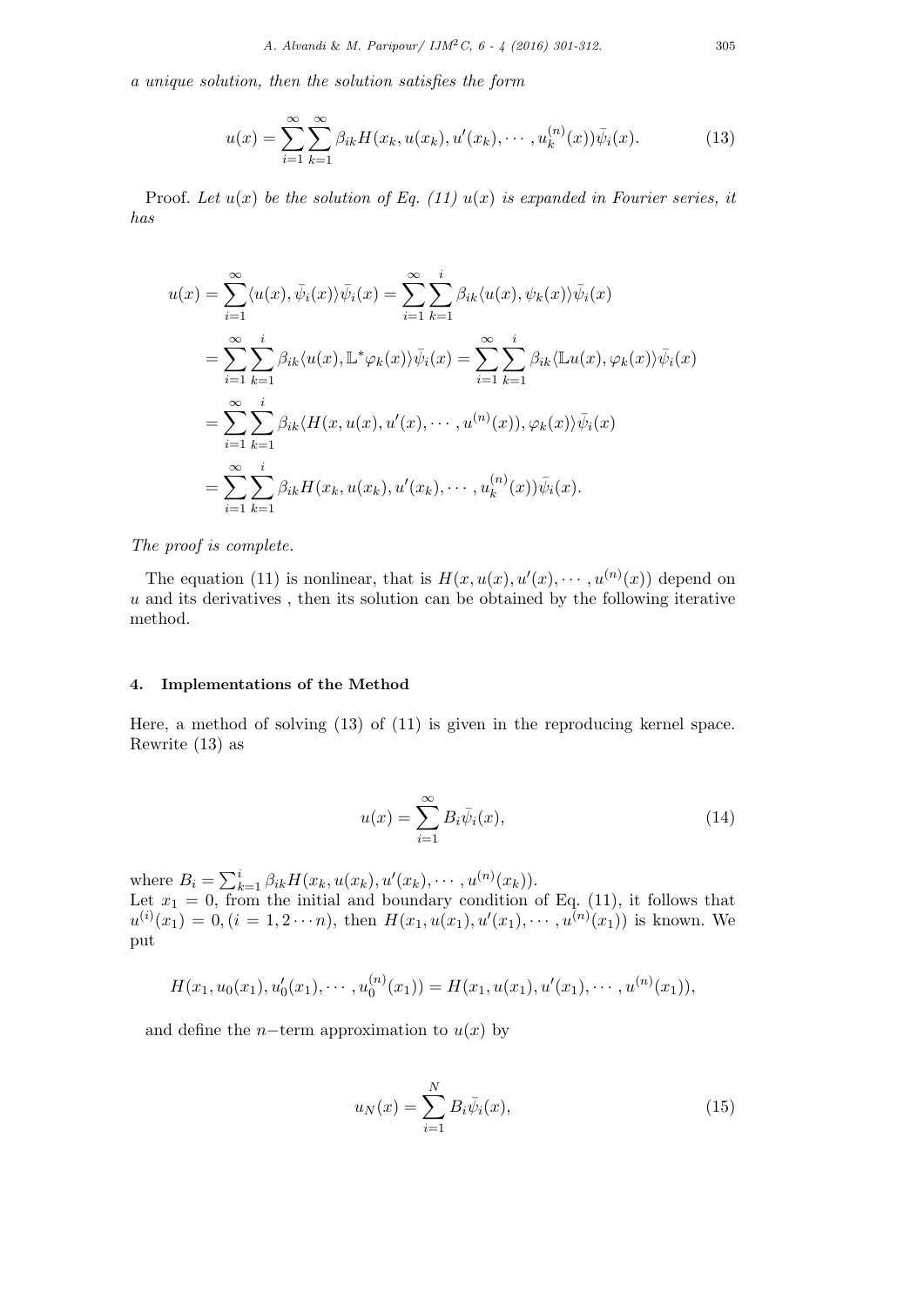*a unique solution, then the solution satisfies the form*

$$u(x) = \sum_{i=1}^{\infty} \sum_{k=1}^{\infty} \beta_{ik} H(x_k, u(x_k), u'(x_k), \cdots, u_k^{(n)}(x)) \bar{\psi}_i(x). \tag{13}$$

Proof. *Let $u(x)$ be the solution of Eq. (11) $u(x)$ is expanded in Fourier series, it has*

$$\begin{aligned}
u(x) &= \sum_{i=1}^{\infty} \langle u(x), \bar{\psi}_i(x) \rangle \bar{\psi}_i(x) = \sum_{i=1}^{\infty} \sum_{k=1}^{i} \beta_{ik} \langle u(x), \psi_k(x) \rangle \bar{\psi}_i(x) \\
&= \sum_{i=1}^{\infty} \sum_{k=1}^{i} \beta_{ik} \langle u(x), \mathbb{L}^* \varphi_k(x) \rangle \bar{\psi}_i(x) = \sum_{i=1}^{\infty} \sum_{k=1}^{i} \beta_{ik} \langle \mathbb{L} u(x), \varphi_k(x) \rangle \bar{\psi}_i(x) \\
&= \sum_{i=1}^{\infty} \sum_{k=1}^{i} \beta_{ik} \langle H(x, u(x), u'(x), \cdots, u^{(n)}(x)), \varphi_k(x) \rangle \bar{\psi}_i(x) \\
&= \sum_{i=1}^{\infty} \sum_{k=1}^{i} \beta_{ik} H(x_k, u(x_k), u'(x_k), \cdots, u_k^{(n)}(x)) \bar{\psi}_i(x).
\end{aligned}$$

*The proof is complete.*

The equation (11) is nonlinear, that is $H(x, u(x), u'(x), \cdots, u^{(n)}(x))$ depend on $u$ and its derivatives , then its solution can be obtained by the following iterative method.

## 4. Implementations of the Method

Here, a method of solving (13) of (11) is given in the reproducing kernel space. Rewrite (13) as

$$u(x) = \sum_{i=1}^{\infty} B_i \bar{\psi}_i(x), \tag{14}$$

where $B_i = \sum_{k=1}^{i} \beta_{ik} H(x_k, u(x_k), u'(x_k), \cdots, u^{(n)}(x_k))$.
Let $x_1 = 0$, from the initial and boundary condition of Eq. (11), it follows that $u^{(i)}(x_1) = 0, (i = 1, 2 \cdots n)$, then $H(x_1, u(x_1), u'(x_1), \cdots, u^{(n)}(x_1))$ is known. We put

$$H(x_1, u_0(x_1), u_0'(x_1), \cdots, u_0^{(n)}(x_1)) = H(x_1, u(x_1), u'(x_1), \cdots, u^{(n)}(x_1)),$$

and define the $n-$term approximation to $u(x)$ by

$$u_N(x) = \sum_{i=1}^{N} B_i \bar{\psi}_i(x), \tag{15}$$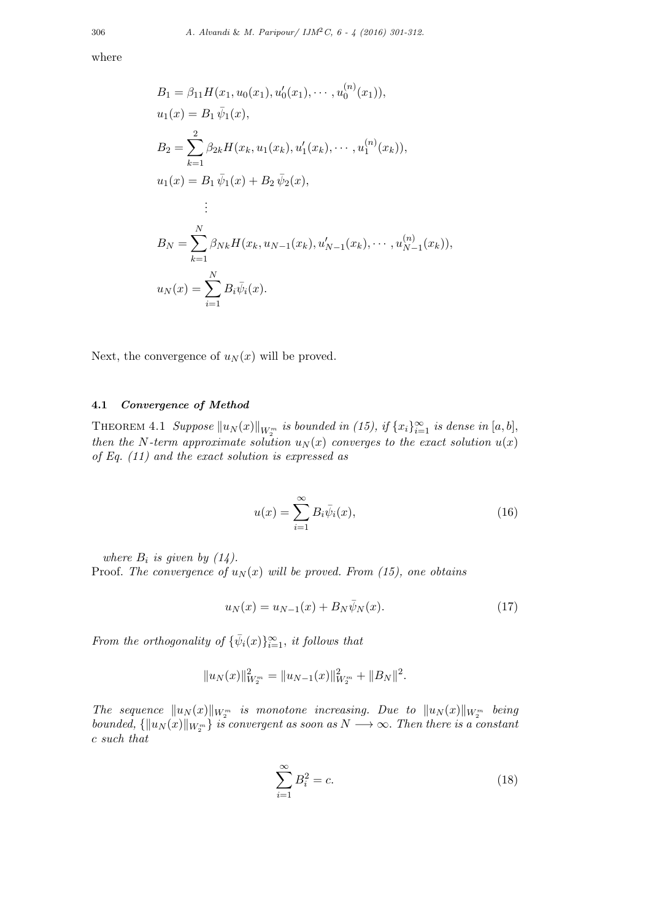where

$$
\begin{aligned}
&B_1 = \beta_{11} H(x_1, u_0(x_1), u_0'(x_1), \cdots, u_0^{(n)}(x_1)),\\
&u_1(x) = B_1 \, \bar{\psi}_1(x),\\
&B_2 = \sum_{k=1}^{2} \beta_{2k} H(x_k, u_1(x_k), u_1'(x_k), \cdots, u_1^{(n)}(x_k)),\\
&u_1(x) = B_1 \, \bar{\psi}_1(x) + B_2 \, \bar{\psi}_2(x),\\
&\qquad \vdots\\
&B_N = \sum_{k=1}^{N} \beta_{Nk} H(x_k, u_{N-1}(x_k), u_{N-1}'(x_k), \cdots, u_{N-1}^{(n)}(x_k)),\\
&u_N(x) = \sum_{i=1}^{N} B_i \bar{\psi}_i(x).
\end{aligned}
$$

Next, the convergence of $u_N(x)$ will be proved.

### 4.1 *Convergence of Method*

Theorem 4.1 *Suppose $\|u_N(x)\|_{W_2^m}$ is bounded in (15), if $\{x_i\}_{i=1}^{\infty}$ is dense in $[a,b]$, then the $N$-term approximate solution $u_N(x)$ converges to the exact solution $u(x)$ of Eq. (11) and the exact solution is expressed as*

$$
u(x) = \sum_{i=1}^{\infty} B_i \bar{\psi}_i(x), \tag{16}
$$

*where $B_i$ is given by (14).*

Proof. *The convergence of $u_N(x)$ will be proved. From (15), one obtains*

$$
u_N(x) = u_{N-1}(x) + B_N \bar{\psi}_N(x). \tag{17}
$$

*From the orthogonality of $\{\bar{\psi}_i(x)\}_{i=1}^{\infty}$, it follows that*

$$
\|u_N(x)\|_{W_2^m}^2 = \|u_{N-1}(x)\|_{W_2^m}^2 + \|B_N\|^2.
$$

*The sequence $\|u_N(x)\|_{W_2^m}$ is monotone increasing. Due to $\|u_N(x)\|_{W_2^m}$ being bounded, $\{\|u_N(x)\|_{W_2^m}\}$ is convergent as soon as $N \longrightarrow \infty$. Then there is a constant $c$ such that*

$$
\sum_{i=1}^{\infty} B_i^2 = c. \tag{18}
$$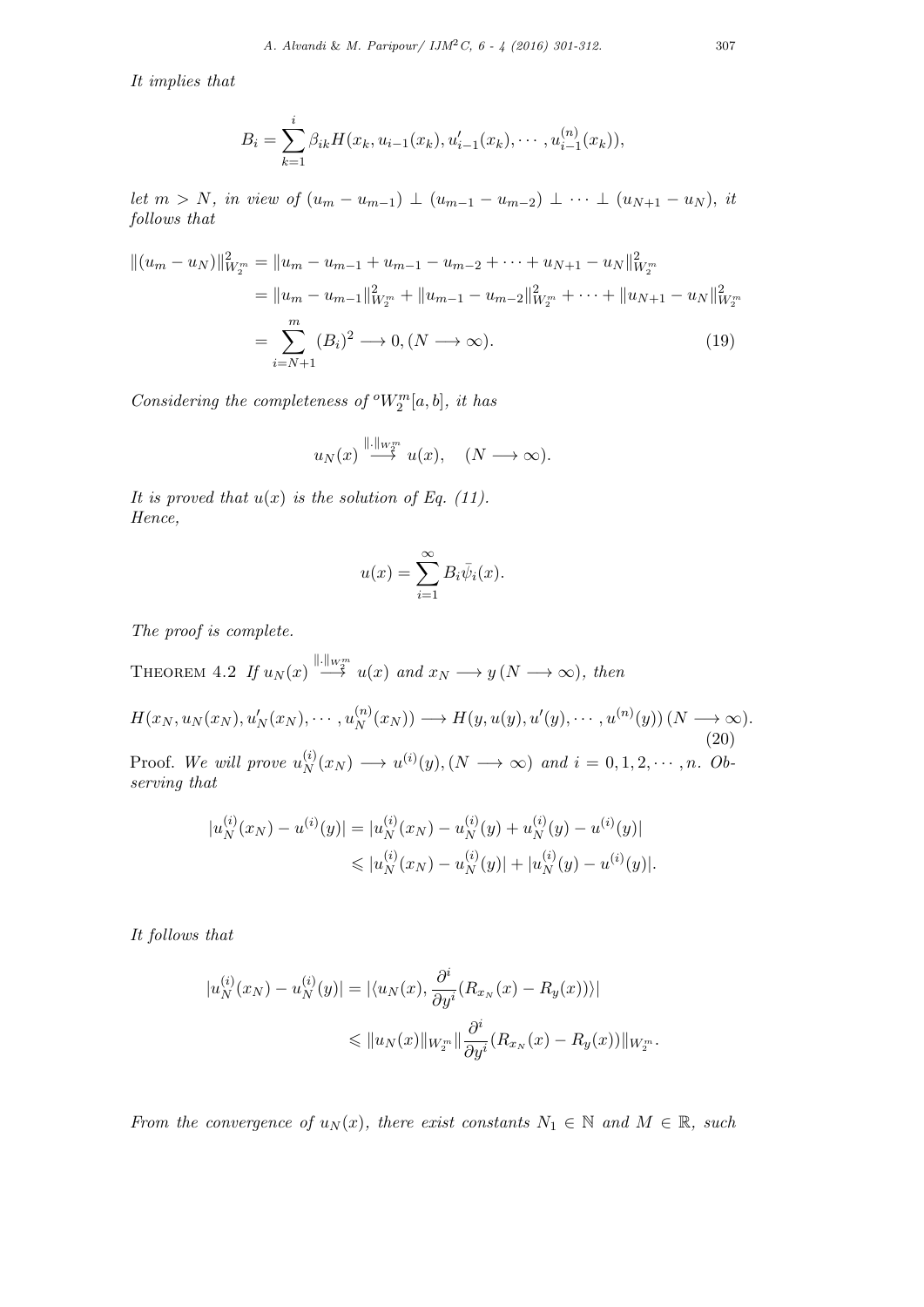*It implies that*

$$B_i = \sum_{k=1}^{i} \beta_{ik} H(x_k, u_{i-1}(x_k), u'_{i-1}(x_k), \cdots, u_{i-1}^{(n)}(x_k)),$$

*let* $m > N$*, in view of* $(u_m - u_{m-1}) \perp (u_{m-1} - u_{m-2}) \perp \cdots \perp (u_{N+1} - u_N)$*, it follows that*

$$\begin{aligned}
\|(u_m - u_N)\|_{W_2^m}^2 &= \|u_m - u_{m-1} + u_{m-1} - u_{m-2} + \cdots + u_{N+1} - u_N\|_{W_2^m}^2 \\
&= \|u_m - u_{m-1}\|_{W_2^m}^2 + \|u_{m-1} - u_{m-2}\|_{W_2^m}^2 + \cdots + \|u_{N+1} - u_N\|_{W_2^m}^2 \\
&= \sum_{i=N+1}^{m} (B_i)^2 \longrightarrow 0, (N \longrightarrow \infty). \qquad (19)
\end{aligned}$$

*Considering the completeness of* ${}^oW_2^m[a,b]$*, it has*

$$u_N(x) \overset{\|.\|_{W_2^m}}{\longrightarrow} u(x), \quad (N \longrightarrow \infty).$$

*It is proved that* $u(x)$ *is the solution of Eq. (11).*
*Hence,*

$$u(x) = \sum_{i=1}^{\infty} B_i \bar{\psi}_i(x).$$

*The proof is complete.*

Theorem 4.2 *If* $u_N(x) \overset{\|.\|_{W_2^m}}{\longrightarrow} u(x)$ *and* $x_N \longrightarrow y\,(N \longrightarrow \infty)$*, then*

$$H(x_N, u_N(x_N), u'_N(x_N), \cdots, u_N^{(n)}(x_N)) \longrightarrow H(y, u(y), u'(y), \cdots, u^{(n)}(y))\,(N \longrightarrow \infty). \qquad (20)$$

Proof. *We will prove* $u_N^{(i)}(x_N) \longrightarrow u^{(i)}(y), (N \longrightarrow \infty)$ *and* $i = 0, 1, 2, \cdots, n$*. Observing that*

$$\begin{aligned}
|u_N^{(i)}(x_N) - u^{(i)}(y)| &= |u_N^{(i)}(x_N) - u_N^{(i)}(y) + u_N^{(i)}(y) - u^{(i)}(y)| \\
&\leqslant |u_N^{(i)}(x_N) - u_N^{(i)}(y)| + |u_N^{(i)}(y) - u^{(i)}(y)|.
\end{aligned}$$

*It follows that*

$$\begin{aligned}
|u_N^{(i)}(x_N) - u_N^{(i)}(y)| &= |\langle u_N(x), \frac{\partial^i}{\partial y^i}(R_{x_N}(x) - R_y(x))\rangle| \\
&\leqslant \|u_N(x)\|_{W_2^m} \|\frac{\partial^i}{\partial y^i}(R_{x_N}(x) - R_y(x))\|_{W_2^m}.
\end{aligned}$$

*From the convergence of* $u_N(x)$*, there exist constants* $N_1 \in \mathbb{N}$ *and* $M \in \mathbb{R}$*, such*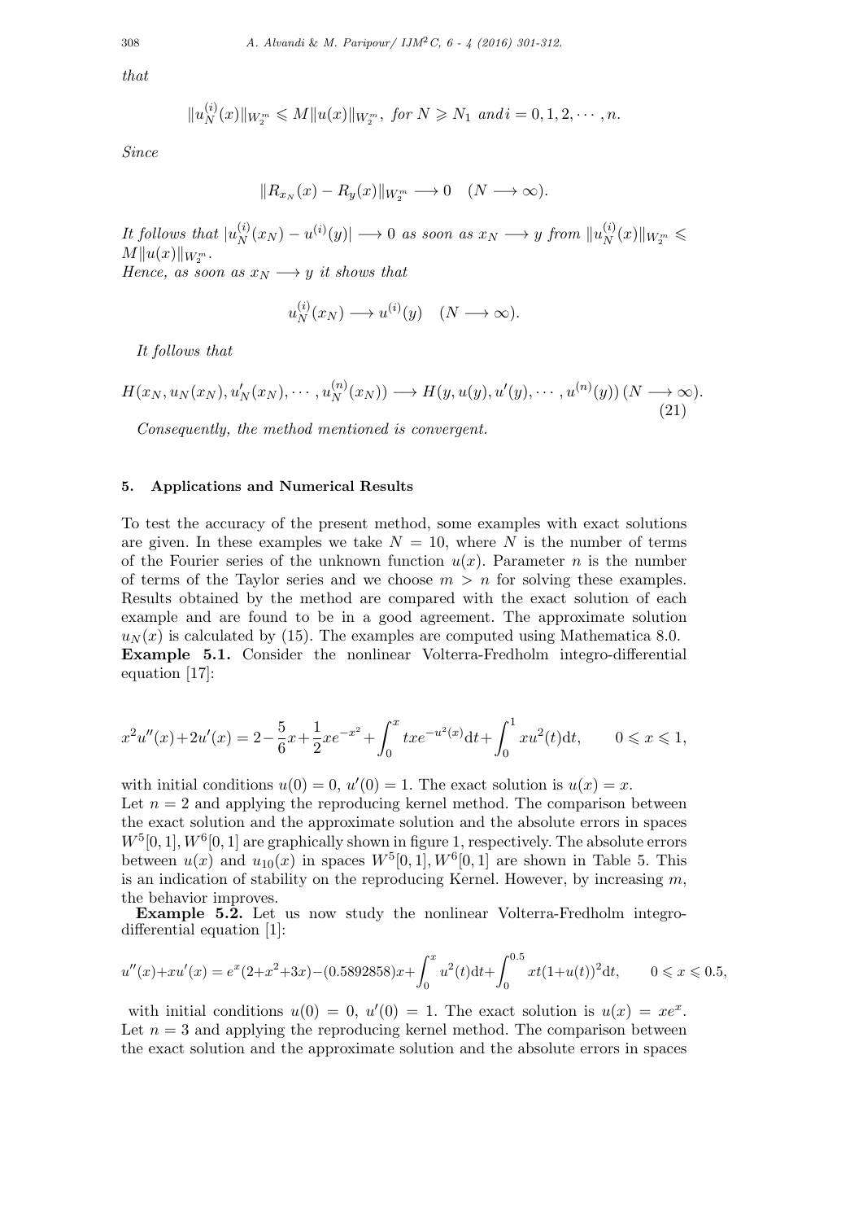*that*

$$\|u_N^{(i)}(x)\|_{W_2^m} \leqslant M\|u(x)\|_{W_2^m}, \ \textit{for } N \geqslant N_1 \ \textit{and} \, i = 0, 1, 2, \cdots, n.$$

*Since*

$$\|R_{x_N}(x) - R_y(x)\|_{W_2^m} \longrightarrow 0 \quad (N \longrightarrow \infty).$$

*It follows that* $|u_N^{(i)}(x_N) - u^{(i)}(y)| \longrightarrow 0$ *as soon as* $x_N \longrightarrow y$ *from* $\|u_N^{(i)}(x)\|_{W_2^m} \leqslant M\|u(x)\|_{W_2^m}$.
*Hence, as soon as* $x_N \longrightarrow y$ *it shows that*

$$u_N^{(i)}(x_N) \longrightarrow u^{(i)}(y) \quad (N \longrightarrow \infty).$$

*It follows that*

$$H(x_N, u_N(x_N), u_N'(x_N), \cdots, u_N^{(n)}(x_N)) \longrightarrow H(y, u(y), u'(y), \cdots, u^{(n)}(y)) \, (N \longrightarrow \infty). \tag{21}$$

*Consequently, the method mentioned is convergent.*

## 5. Applications and Numerical Results

To test the accuracy of the present method, some examples with exact solutions are given. In these examples we take $N = 10$, where $N$ is the number of terms of the Fourier series of the unknown function $u(x)$. Parameter $n$ is the number of terms of the Taylor series and we choose $m > n$ for solving these examples. Results obtained by the method are compared with the exact solution of each example and are found to be in a good agreement. The approximate solution $u_N(x)$ is calculated by (15). The examples are computed using Mathematica 8.0.

**Example 5.1.** Consider the nonlinear Volterra-Fredholm integro-differential equation [17]:

$$x^2u''(x)+2u'(x) = 2-\frac{5}{6}x+\frac{1}{2}xe^{-x^2}+\int_0^x txe^{-u^2(x)}\mathrm{d}t+\int_0^1 xu^2(t)\mathrm{d}t, \qquad 0 \leqslant x \leqslant 1,$$

with initial conditions $u(0) = 0$, $u'(0) = 1$. The exact solution is $u(x) = x$.
Let $n = 2$ and applying the reproducing kernel method. The comparison between the exact solution and the approximate solution and the absolute errors in spaces $W^5[0,1], W^6[0,1]$ are graphically shown in figure 1, respectively. The absolute errors between $u(x)$ and $u_{10}(x)$ in spaces $W^5[0,1], W^6[0,1]$ are shown in Table 5. This is an indication of stability on the reproducing Kernel. However, by increasing $m$, the behavior improves.

**Example 5.2.** Let us now study the nonlinear Volterra-Fredholm integro-differential equation [1]:

$$u''(x)+xu'(x) = e^x(2+x^2+3x)-(0.5892858)x+\int_0^x u^2(t)\mathrm{d}t+\int_0^{0.5} xt(1+u(t))^2\mathrm{d}t, \qquad 0 \leqslant x \leqslant 0.5,$$

with initial conditions $u(0) = 0$, $u'(0) = 1$. The exact solution is $u(x) = xe^x$.
Let $n = 3$ and applying the reproducing kernel method. The comparison between the exact solution and the approximate solution and the absolute errors in spaces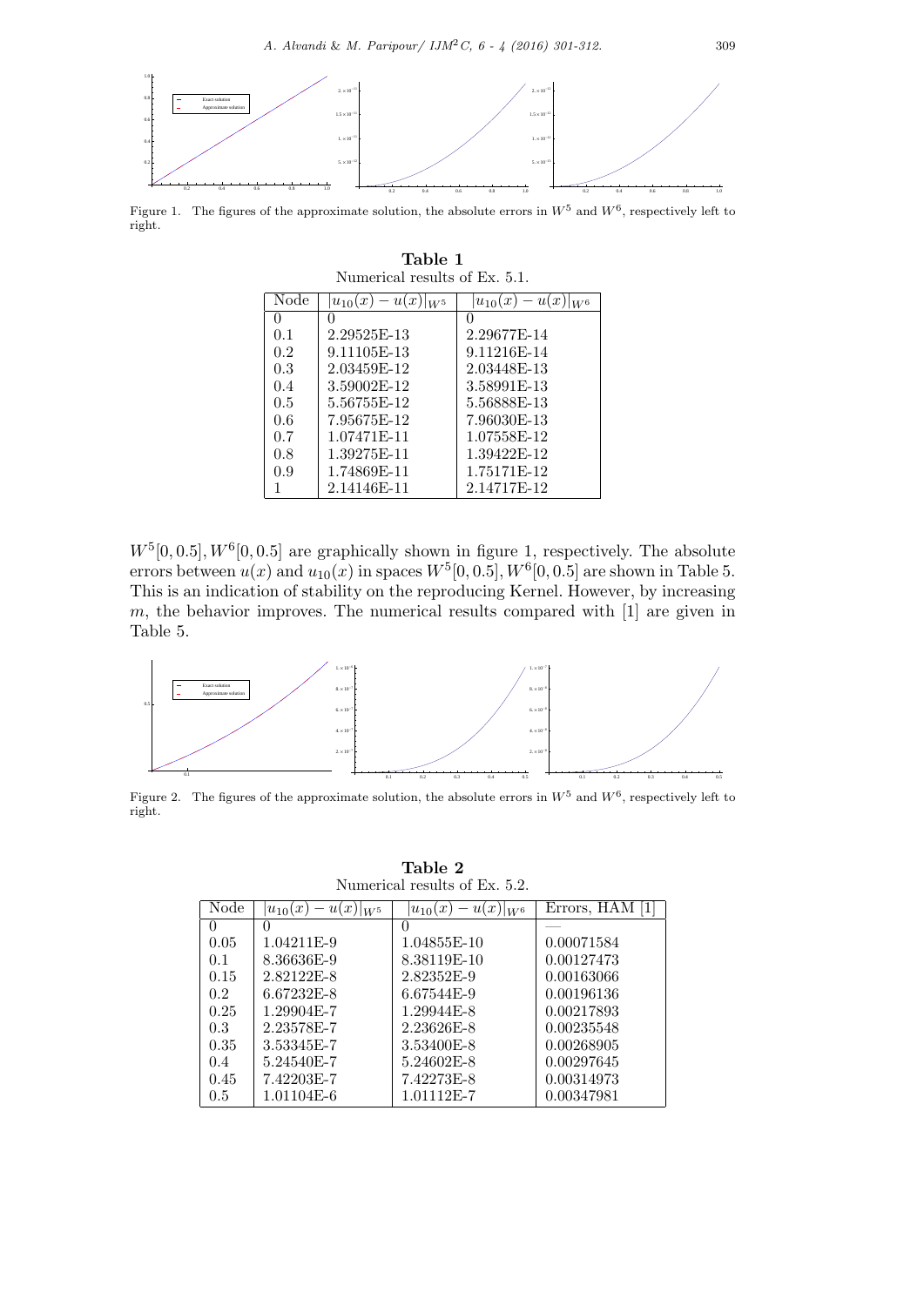Figure 1. The figures of the approximate solution, the absolute errors in $W^5$ and $W^6$, respectively left to right.

**Table 1**
Numerical results of Ex. 5.1.

| Node | $\|u_{10}(x) - u(x)\|_{W^5}$ | $\|u_{10}(x) - u(x)\|_{W^6}$ |
|---|---|---|
| 0 | 0 | 0 |
| 0.1 | 2.29525E-13 | 2.29677E-14 |
| 0.2 | 9.11105E-13 | 9.11216E-14 |
| 0.3 | 2.03459E-12 | 2.03448E-13 |
| 0.4 | 3.59002E-12 | 3.58991E-13 |
| 0.5 | 5.56755E-12 | 5.56888E-13 |
| 0.6 | 7.95675E-12 | 7.96030E-13 |
| 0.7 | 1.07471E-11 | 1.07558E-12 |
| 0.8 | 1.39275E-11 | 1.39422E-12 |
| 0.9 | 1.74869E-11 | 1.75171E-12 |
| 1 | 2.14146E-11 | 2.14717E-12 |

$W^5[0, 0.5], W^6[0, 0.5]$ are graphically shown in figure 1, respectively. The absolute errors between $u(x)$ and $u_{10}(x)$ in spaces $W^5[0, 0.5], W^6[0, 0.5]$ are shown in Table 5. This is an indication of stability on the reproducing Kernel. However, by increasing $m$, the behavior improves. The numerical results compared with [1] are given in Table 5.

Figure 2. The figures of the approximate solution, the absolute errors in $W^5$ and $W^6$, respectively left to right.

**Table 2**
Numerical results of Ex. 5.2.

| Node | $\|u_{10}(x) - u(x)\|_{W^5}$ | $\|u_{10}(x) - u(x)\|_{W^6}$ | Errors, HAM [1] |
|---|---|---|---|
| 0 | 0 | 0 | — |
| 0.05 | 1.04211E-9 | 1.04855E-10 | 0.00071584 |
| 0.1 | 8.36636E-9 | 8.38119E-10 | 0.00127473 |
| 0.15 | 2.82122E-8 | 2.82352E-9 | 0.00163066 |
| 0.2 | 6.67232E-8 | 6.67544E-9 | 0.00196136 |
| 0.25 | 1.29904E-7 | 1.29944E-8 | 0.00217893 |
| 0.3 | 2.23578E-7 | 2.23626E-8 | 0.00235548 |
| 0.35 | 3.53345E-7 | 3.53400E-8 | 0.00268905 |
| 0.4 | 5.24540E-7 | 5.24602E-8 | 0.00297645 |
| 0.45 | 7.42203E-7 | 7.42273E-8 | 0.00314973 |
| 0.5 | 1.01104E-6 | 1.01112E-7 | 0.00347981 |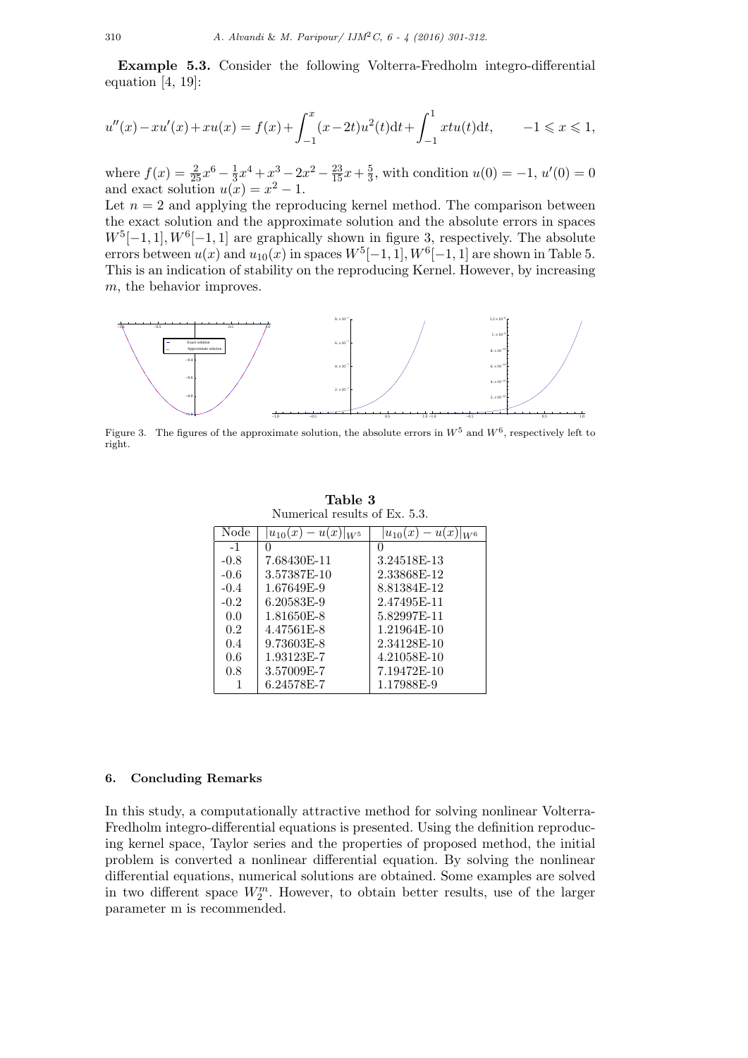**Example 5.3.** Consider the following Volterra-Fredholm integro-differential equation [4, 19]:

$$u''(x) - xu'(x) + xu(x) = f(x) + \int_{-1}^{x} (x - 2t)u^2(t)\mathrm{d}t + \int_{-1}^{1} xtu(t)\mathrm{d}t, \qquad -1 \leqslant x \leqslant 1,$$

where $f(x) = \frac{2}{25}x^6 - \frac{1}{3}x^4 + x^3 - 2x^2 - \frac{23}{15}x + \frac{5}{3}$, with condition $u(0) = -1$, $u'(0) = 0$ and exact solution $u(x) = x^2 - 1$.

Let $n = 2$ and applying the reproducing kernel method. The comparison between the exact solution and the approximate solution and the absolute errors in spaces $W^5[-1, 1], W^6[-1, 1]$ are graphically shown in figure 3, respectively. The absolute errors between $u(x)$ and $u_{10}(x)$ in spaces $W^5[-1, 1], W^6[-1, 1]$ are shown in Table 5. This is an indication of stability on the reproducing Kernel. However, by increasing $m$, the behavior improves.

Figure 3. The figures of the approximate solution, the absolute errors in $W^5$ and $W^6$, respectively left to right.

**Table 3**
Numerical results of Ex. 5.3.

| Node | $\lvert u_{10}(x) - u(x)\rvert_{W^5}$ | $\lvert u_{10}(x) - u(x)\rvert_{W^6}$ |
|---|---|---|
| -1 | 0 | 0 |
| -0.8 | 7.68430E-11 | 3.24518E-13 |
| -0.6 | 3.57387E-10 | 2.33868E-12 |
| -0.4 | 1.67649E-9 | 8.81384E-12 |
| -0.2 | 6.20583E-9 | 2.47495E-11 |
| 0.0 | 1.81650E-8 | 5.82997E-11 |
| 0.2 | 4.47561E-8 | 1.21964E-10 |
| 0.4 | 9.73603E-8 | 2.34128E-10 |
| 0.6 | 1.93123E-7 | 4.21058E-10 |
| 0.8 | 3.57009E-7 | 7.19472E-10 |
| 1 | 6.24578E-7 | 1.17988E-9 |

## 6. Concluding Remarks

In this study, a computationally attractive method for solving nonlinear Volterra-Fredholm integro-differential equations is presented. Using the definition reproducing kernel space, Taylor series and the properties of proposed method, the initial problem is converted a nonlinear differential equation. By solving the nonlinear differential equations, numerical solutions are obtained. Some examples are solved in two different space $W_2^m$. However, to obtain better results, use of the larger parameter m is recommended.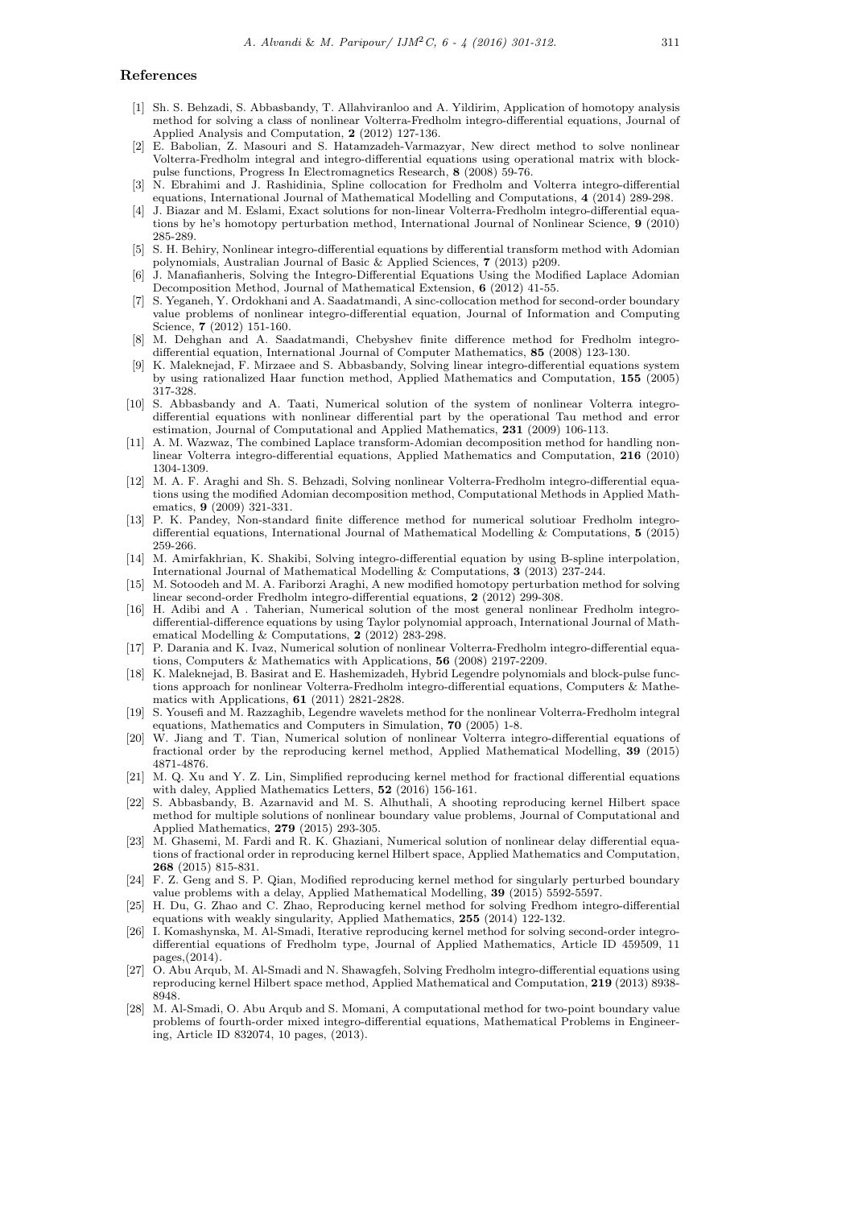## References

- [1] Sh. S. Behzadi, S. Abbasbandy, T. Allahviranloo and A. Yildirim, Application of homotopy analysis method for solving a class of nonlinear Volterra-Fredholm integro-differential equations, Journal of Applied Analysis and Computation, **2** (2012) 127-136.
- [2] E. Babolian, Z. Masouri and S. Hatamzadeh-Varmazyar, New direct method to solve nonlinear Volterra-Fredholm integral and integro-differential equations using operational matrix with block-pulse functions, Progress In Electromagnetics Research, **8** (2008) 59-76.
- [3] N. Ebrahimi and J. Rashidinia, Spline collocation for Fredholm and Volterra integro-differential equations, International Journal of Mathematical Modelling and Computations, **4** (2014) 289-298.
- [4] J. Biazar and M. Eslami, Exact solutions for non-linear Volterra-Fredholm integro-differential equations by he's homotopy perturbation method, International Journal of Nonlinear Science, **9** (2010) 285-289.
- [5] S. H. Behiry, Nonlinear integro-differential equations by differential transform method with Adomian polynomials, Australian Journal of Basic & Applied Sciences, **7** (2013) p209.
- [6] J. Manafianheris, Solving the Integro-Differential Equations Using the Modified Laplace Adomian Decomposition Method, Journal of Mathematical Extension, **6** (2012) 41-55.
- [7] S. Yeganeh, Y. Ordokhani and A. Saadatmandi, A sinc-collocation method for second-order boundary value problems of nonlinear integro-differential equation, Journal of Information and Computing Science, **7** (2012) 151-160.
- [8] M. Dehghan and A. Saadatmandi, Chebyshev finite difference method for Fredholm integro-differential equation, International Journal of Computer Mathematics, **85** (2008) 123-130.
- [9] K. Maleknejad, F. Mirzaee and S. Abbasbandy, Solving linear integro-differential equations system by using rationalized Haar function method, Applied Mathematics and Computation, **155** (2005) 317-328.
- [10] S. Abbasbandy and A. Taati, Numerical solution of the system of nonlinear Volterra integro-differential equations with nonlinear differential part by the operational Tau method and error estimation, Journal of Computational and Applied Mathematics, **231** (2009) 106-113.
- [11] A. M. Wazwaz, The combined Laplace transform-Adomian decomposition method for handling nonlinear Volterra integro-differential equations, Applied Mathematics and Computation, **216** (2010) 1304-1309.
- [12] M. A. F. Araghi and Sh. S. Behzadi, Solving nonlinear Volterra-Fredholm integro-differential equations using the modified Adomian decomposition method, Computational Methods in Applied Mathematics, **9** (2009) 321-331.
- [13] P. K. Pandey, Non-standard finite difference method for numerical solutioar Fredholm integro-differential equations, International Journal of Mathematical Modelling & Computations, **5** (2015) 259-266.
- [14] M. Amirfakhrian, K. Shakibi, Solving integro-differential equation by using B-spline interpolation, International Journal of Mathematical Modelling & Computations, **3** (2013) 237-244.
- [15] M. Sotoodeh and M. A. Fariborzi Araghi, A new modified homotopy perturbation method for solving linear second-order Fredholm integro-differential equations, **2** (2012) 299-308.
- [16] H. Adibi and A . Taherian, Numerical solution of the most general nonlinear Fredholm integro-differential-difference equations by using Taylor polynomial approach, International Journal of Mathematical Modelling & Computations, **2** (2012) 283-298.
- [17] P. Darania and K. Ivaz, Numerical solution of nonlinear Volterra-Fredholm integro-differential equations, Computers & Mathematics with Applications, **56** (2008) 2197-2209.
- [18] K. Maleknejad, B. Basirat and E. Hashemizadeh, Hybrid Legendre polynomials and block-pulse functions approach for nonlinear Volterra-Fredholm integro-differential equations, Computers & Mathematics with Applications, **61** (2011) 2821-2828.
- [19] S. Yousefi and M. Razzaghib, Legendre wavelets method for the nonlinear Volterra-Fredholm integral equations, Mathematics and Computers in Simulation, **70** (2005) 1-8.
- [20] W. Jiang and T. Tian, Numerical solution of nonlinear Volterra integro-differential equations of fractional order by the reproducing kernel method, Applied Mathematical Modelling, **39** (2015) 4871-4876.
- [21] M. Q. Xu and Y. Z. Lin, Simplified reproducing kernel method for fractional differential equations with daley, Applied Mathematics Letters, **52** (2016) 156-161.
- [22] S. Abbasbandy, B. Azarnavid and M. S. Alhuthali, A shooting reproducing kernel Hilbert space method for multiple solutions of nonlinear boundary value problems, Journal of Computational and Applied Mathematics, **279** (2015) 293-305.
- [23] M. Ghasemi, M. Fardi and R. K. Ghaziani, Numerical solution of nonlinear delay differential equations of fractional order in reproducing kernel Hilbert space, Applied Mathematics and Computation, **268** (2015) 815-831.
- [24] F. Z. Geng and S. P. Qian, Modified reproducing kernel method for singularly perturbed boundary value problems with a delay, Applied Mathematical Modelling, **39** (2015) 5592-5597.
- [25] H. Du, G. Zhao and C. Zhao, Reproducing kernel method for solving Fredhom integro-differential equations with weakly singularity, Applied Mathematics, **255** (2014) 122-132.
- [26] I. Komashynska, M. Al-Smadi, Iterative reproducing kernel method for solving second-order integro-differential equations of Fredholm type, Journal of Applied Mathematics, Article ID 459509, 11 pages,(2014).
- [27] O. Abu Arqub, M. Al-Smadi and N. Shawagfeh, Solving Fredholm integro-differential equations using reproducing kernel Hilbert space method, Applied Mathematical and Computation, **219** (2013) 8938-8948.
- [28] M. Al-Smadi, O. Abu Arqub and S. Momani, A computational method for two-point boundary value problems of fourth-order mixed integro-differential equations, Mathematical Problems in Engineering, Article ID 832074, 10 pages, (2013).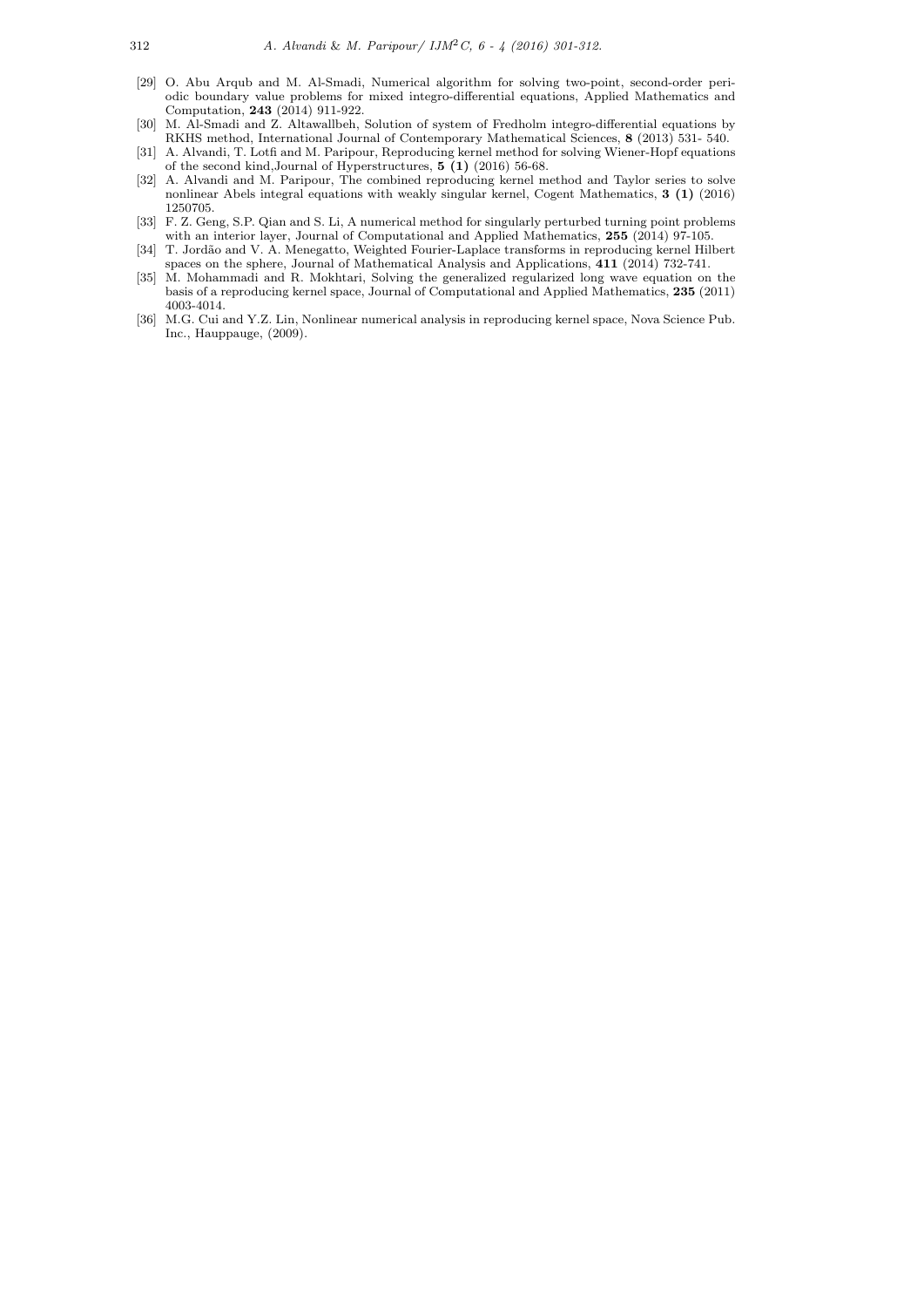[29] O. Abu Arqub and M. Al-Smadi, Numerical algorithm for solving two-point, second-order periodic boundary value problems for mixed integro-differential equations, Applied Mathematics and Computation, **243** (2014) 911-922.

[30] M. Al-Smadi and Z. Altawallbeh, Solution of system of Fredholm integro-differential equations by RKHS method, International Journal of Contemporary Mathematical Sciences, **8** (2013) 531- 540.

[31] A. Alvandi, T. Lotfi and M. Paripour, Reproducing kernel method for solving Wiener-Hopf equations of the second kind,Journal of Hyperstructures, **5 (1)** (2016) 56-68.

[32] A. Alvandi and M. Paripour, The combined reproducing kernel method and Taylor series to solve nonlinear Abels integral equations with weakly singular kernel, Cogent Mathematics, **3 (1)** (2016) 1250705.

[33] F. Z. Geng, S.P. Qian and S. Li, A numerical method for singularly perturbed turning point problems with an interior layer, Journal of Computational and Applied Mathematics, **255** (2014) 97-105.

[34] T. Jordão and V. A. Menegatto, Weighted Fourier-Laplace transforms in reproducing kernel Hilbert spaces on the sphere, Journal of Mathematical Analysis and Applications, **411** (2014) 732-741.

[35] M. Mohammadi and R. Mokhtari, Solving the generalized regularized long wave equation on the basis of a reproducing kernel space, Journal of Computational and Applied Mathematics, **235** (2011) 4003-4014.

[36] M.G. Cui and Y.Z. Lin, Nonlinear numerical analysis in reproducing kernel space, Nova Science Pub. Inc., Hauppauge, (2009).